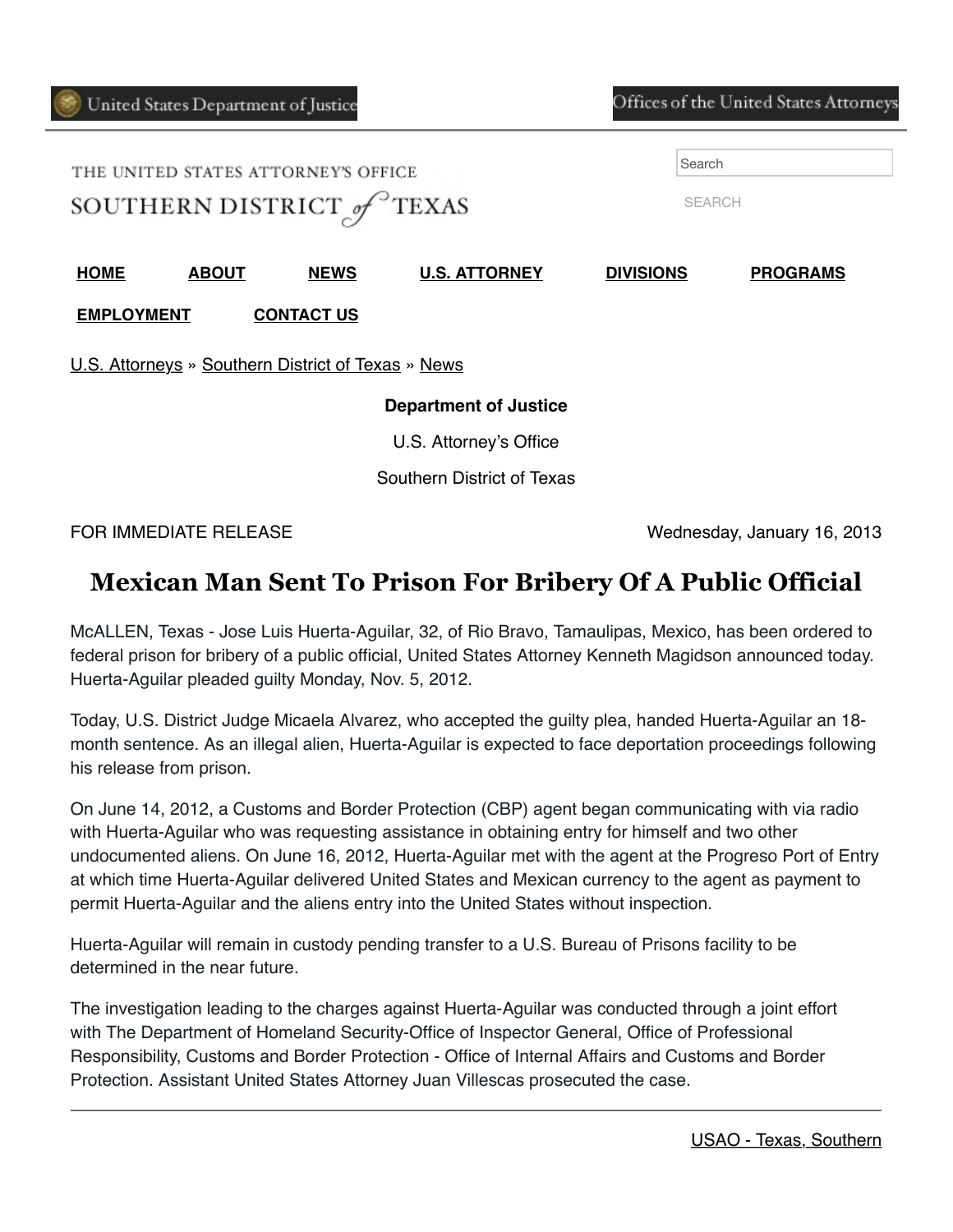United States Department of Justice

Offices of the United States Attorneys

THE UNITED STATES ATTORNEY'S OFFICE
SOUTHERN DISTRICT *of* TEXAS

Search

SEARCH

**HOME** **ABOUT** **NEWS** **U.S. ATTORNEY** **DIVISIONS** **PROGRAMS**

**EMPLOYMENT** **CONTACT US**

U.S. Attorneys » Southern District of Texas » News

**Department of Justice**

U.S. Attorney's Office

Southern District of Texas

FOR IMMEDIATE RELEASE Wednesday, January 16, 2013

# Mexican Man Sent To Prison For Bribery Of A Public Official

McALLEN, Texas - Jose Luis Huerta-Aguilar, 32, of Rio Bravo, Tamaulipas, Mexico, has been ordered to federal prison for bribery of a public official, United States Attorney Kenneth Magidson announced today. Huerta-Aguilar pleaded guilty Monday, Nov. 5, 2012.

Today, U.S. District Judge Micaela Alvarez, who accepted the guilty plea, handed Huerta-Aguilar an 18-month sentence. As an illegal alien, Huerta-Aguilar is expected to face deportation proceedings following his release from prison.

On June 14, 2012, a Customs and Border Protection (CBP) agent began communicating with via radio with Huerta-Aguilar who was requesting assistance in obtaining entry for himself and two other undocumented aliens. On June 16, 2012, Huerta-Aguilar met with the agent at the Progreso Port of Entry at which time Huerta-Aguilar delivered United States and Mexican currency to the agent as payment to permit Huerta-Aguilar and the aliens entry into the United States without inspection.

Huerta-Aguilar will remain in custody pending transfer to a U.S. Bureau of Prisons facility to be determined in the near future.

The investigation leading to the charges against Huerta-Aguilar was conducted through a joint effort with The Department of Homeland Security-Office of Inspector General, Office of Professional Responsibility, Customs and Border Protection - Office of Internal Affairs and Customs and Border Protection. Assistant United States Attorney Juan Villescas prosecuted the case.

---

USAO - Texas, Southern